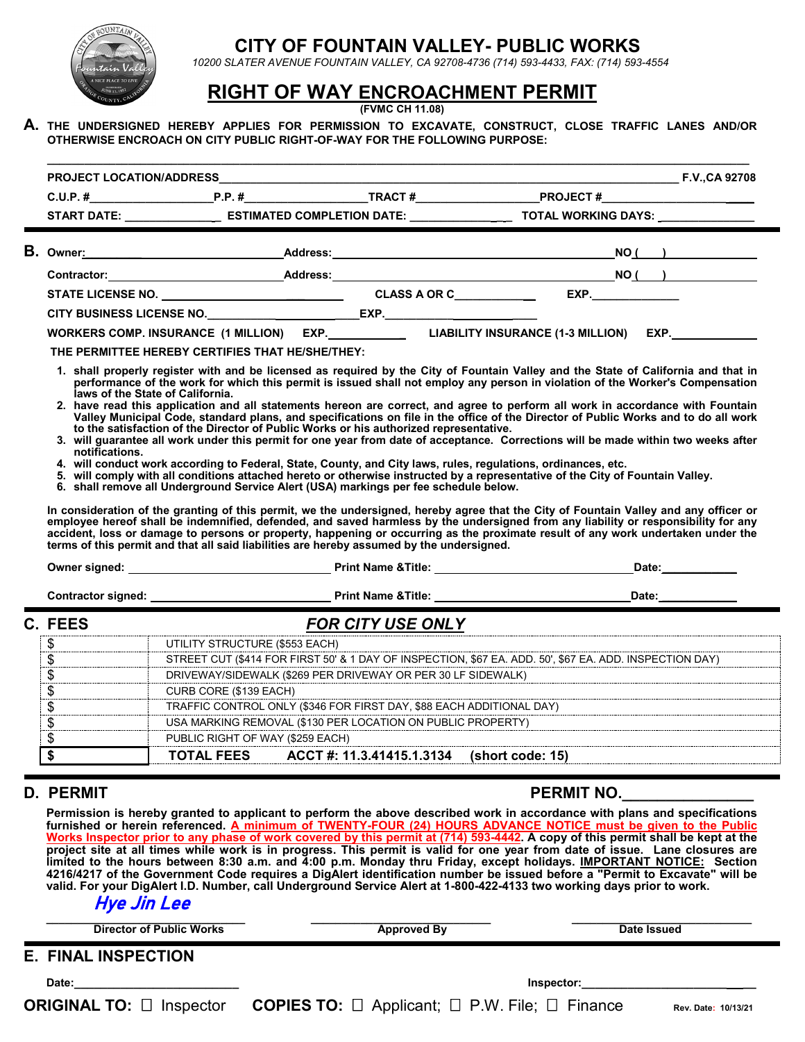# CITY OF FOUNTAIN VALLEY- PUBLIC WORKS

*10200 SLATER AVENUE FOUNTAIN VALLEY, CA 92708-4736 (714) 593-4433, FAX: (714) 593-4554*

## RIGHT OF WAY ENCROACHMENT PERMIT

**(FVMC CH 11.08)**

**A.** **THE UNDERSIGNED HEREBY APPLIES FOR PERMISSION TO EXCAVATE, CONSTRUCT, CLOSE TRAFFIC LANES AND/OR OTHERWISE ENCROACH ON CITY PUBLIC RIGHT-OF-WAY FOR THE FOLLOWING PURPOSE:**

______________________________________________________________________________

**PROJECT LOCATION/ADDRESS**______________________________________________ **F.V.,CA 92708**

**C.U.P. #**________________ **P.P. #**________________ **TRACT #**________________ **PROJECT #**________________

**START DATE:** ______________ **ESTIMATED COMPLETION DATE:** ______________ **TOTAL WORKING DAYS:** ______________

**B.** **Owner:**__________________________ **Address:**__________________________________ **NO (____)**______________

**Contractor:**__________________________ **Address:**__________________________________ **NO (____)**______________

**STATE LICENSE NO.** ______________________ **CLASS A OR C**____________ **EXP.**______________

**CITY BUSINESS LICENSE NO.**____________________ **EXP.**____________________

**WORKERS COMP. INSURANCE (1 MILLION) EXP.**____________ **LIABILITY INSURANCE (1-3 MILLION) EXP.**____________

**THE PERMITTEE HEREBY CERTIFIES THAT HE/SHE/THEY:**

1. **shall properly register with and be licensed as required by the City of Fountain Valley and the State of California and that in performance of the work for which this permit is issued shall not employ any person in violation of the Worker's Compensation laws of the State of California.**
2. **have read this application and all statements hereon are correct, and agree to perform all work in accordance with Fountain Valley Municipal Code, standard plans, and specifications on file in the office of the Director of Public Works and to do all work to the satisfaction of the Director of Public Works or his authorized representative.**
3. **will guarantee all work under this permit for one year from date of acceptance. Corrections will be made within two weeks after notifications.**
4. **will conduct work according to Federal, State, County, and City laws, rules, regulations, ordinances, etc.**
5. **will comply with all conditions attached hereto or otherwise instructed by a representative of the City of Fountain Valley.**
6. **shall remove all Underground Service Alert (USA) markings per fee schedule below.**

**In consideration of the granting of this permit, we the undersigned, hereby agree that the City of Fountain Valley and any officer or employee hereof shall be indemnified, defended, and saved harmless by the undersigned from any liability or responsibility for any accident, loss or damage to persons or property, happening or occurring as the proximate result of any work undertaken under the terms of this permit and that all said liabilities are hereby assumed by the undersigned.**

**Owner signed:** __________________________ **Print Name &Title:** __________________________ **Date:**____________

**Contractor signed:** __________________________ **Print Name &Title:** __________________________ **Date:**____________

**C. FEES** ***FOR CITY USE ONLY***

| | |
|---|---|
| $ | UTILITY STRUCTURE ($553 EACH) |
| $ | STREET CUT ($414 FOR FIRST 50' & 1 DAY OF INSPECTION, $67 EA. ADD. 50', $67 EA. ADD. INSPECTION DAY) |
| $ | DRIVEWAY/SIDEWALK ($269 PER DRIVEWAY OR PER 30 LF SIDEWALK) |
| $ | CURB CORE ($139 EACH) |
| $ | TRAFFIC CONTROL ONLY ($346 FOR FIRST DAY, $88 EACH ADDITIONAL DAY) |
| $ | USA MARKING REMOVAL ($130 PER LOCATION ON PUBLIC PROPERTY) |
| $ | PUBLIC RIGHT OF WAY ($259 EACH) |
| **$** | **TOTAL FEES ACCT #: 11.3.41415.1.3134 (short code: 15)** |

**D. PERMIT** **PERMIT NO.**________________

**Permission is hereby granted to applicant to perform the above described work in accordance with plans and specifications furnished or herein referenced. A minimum of TWENTY-FOUR (24) HOURS ADVANCE NOTICE must be given to the Public Works Inspector prior to any phase of work covered by this permit at (714) 593-4442. A copy of this permit shall be kept at the project site at all times while work is in progress. This permit is valid for one year from date of issue. Lane closures are limited to the hours between 8:30 a.m. and 4:00 p.m. Monday thru Friday, except holidays. IMPORTANT NOTICE: Section 4216/4217 of the Government Code requires a DigAlert identification number be issued before a "Permit to Excavate" will be valid. For your DigAlert I.D. Number, call Underground Service Alert at 1-800-422-4133 two working days prior to work.**

*Hye Jin Lee*
__________________________ __________________________ __________________________
**Director of Public Works** **Approved By** **Date Issued**

**E. FINAL INSPECTION**

**Date:**________________________ **Inspector:**________________________

**ORIGINAL TO:** ☐ Inspector **COPIES TO:** ☐ Applicant; ☐ P.W. File; ☐ Finance

Rev. Date: 10/13/21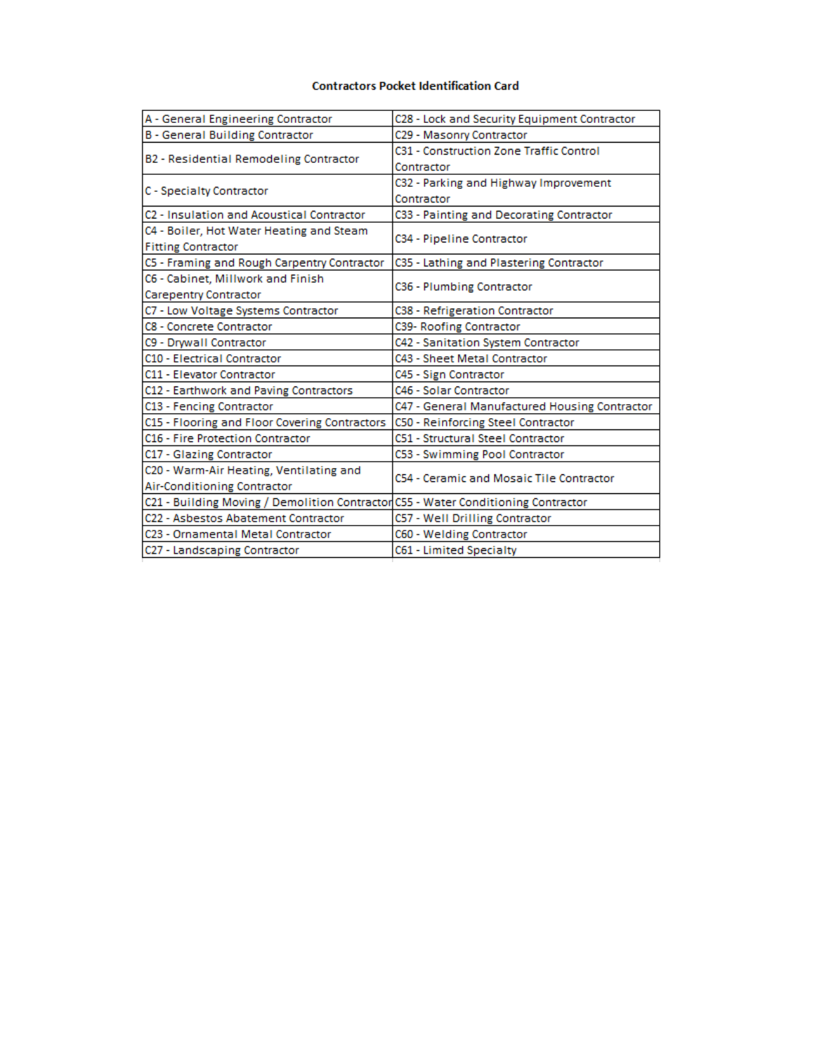**Contractors Pocket Identification Card**

| | |
|---|---|
| A - General Engineering Contractor | C28 - Lock and Security Equipment Contractor |
| B - General Building Contractor | C29 - Masonry Contractor |
| B2 - Residential Remodeling Contractor | C31 - Construction Zone Traffic Control Contractor |
| C - Specialty Contractor | C32 - Parking and Highway Improvement Contractor |
| C2 - Insulation and Acoustical Contractor | C33 - Painting and Decorating Contractor |
| C4 - Boiler, Hot Water Heating and Steam Fitting Contractor | C34 - Pipeline Contractor |
| C5 - Framing and Rough Carpentry Contractor | C35 - Lathing and Plastering Contractor |
| C6 - Cabinet, Millwork and Finish Carepentry Contractor | C36 - Plumbing Contractor |
| C7 - Low Voltage Systems Contractor | C38 - Refrigeration Contractor |
| C8 - Concrete Contractor | C39- Roofing Contractor |
| C9 - Drywall Contractor | C42 - Sanitation System Contractor |
| C10 - Electrical Contractor | C43 - Sheet Metal Contractor |
| C11 - Elevator Contractor | C45 - Sign Contractor |
| C12 - Earthwork and Paving Contractors | C46 - Solar Contractor |
| C13 - Fencing Contractor | C47 - General Manufactured Housing Contractor |
| C15 - Flooring and Floor Covering Contractors | C50 - Reinforcing Steel Contractor |
| C16 - Fire Protection Contractor | C51 - Structural Steel Contractor |
| C17 - Glazing Contractor | C53 - Swimming Pool Contractor |
| C20 - Warm-Air Heating, Ventilating and Air-Conditioning Contractor | C54 - Ceramic and Mosaic Tile Contractor |
| C21 - Building Moving / Demolition Contractor | C55 - Water Conditioning Contractor |
| C22 - Asbestos Abatement Contractor | C57 - Well Drilling Contractor |
| C23 - Ornamental Metal Contractor | C60 - Welding Contractor |
| C27 - Landscaping Contractor | C61 - Limited Specialty |